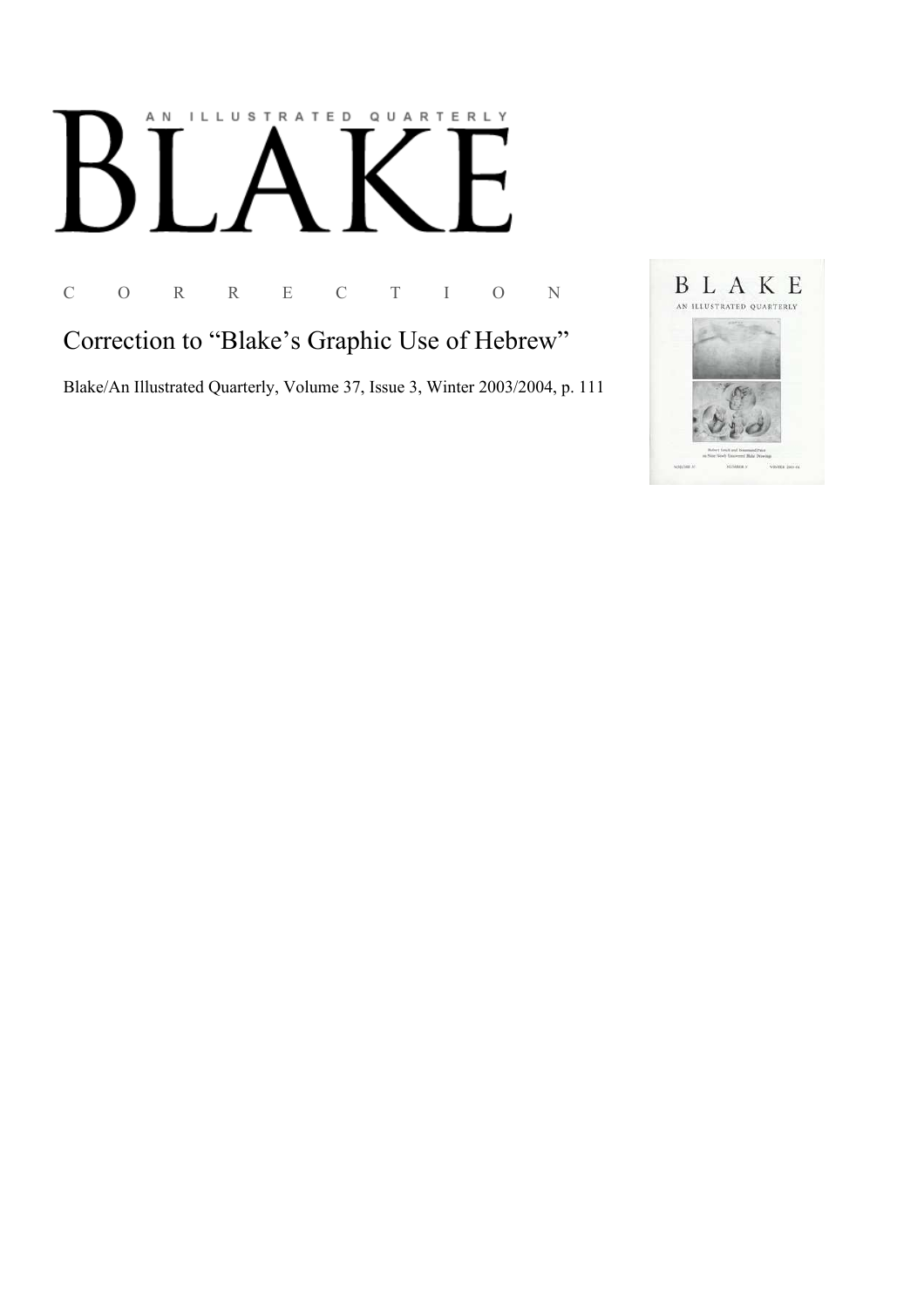AN ILLUSTRATED QUARTERLY

# BLAKE

C O R R E C T I O N

## Correction to “Blake’s Graphic Use of Hebrew”

Blake/An Illustrated Quarterly, Volume 37, Issue 3, Winter 2003/2004, p. 111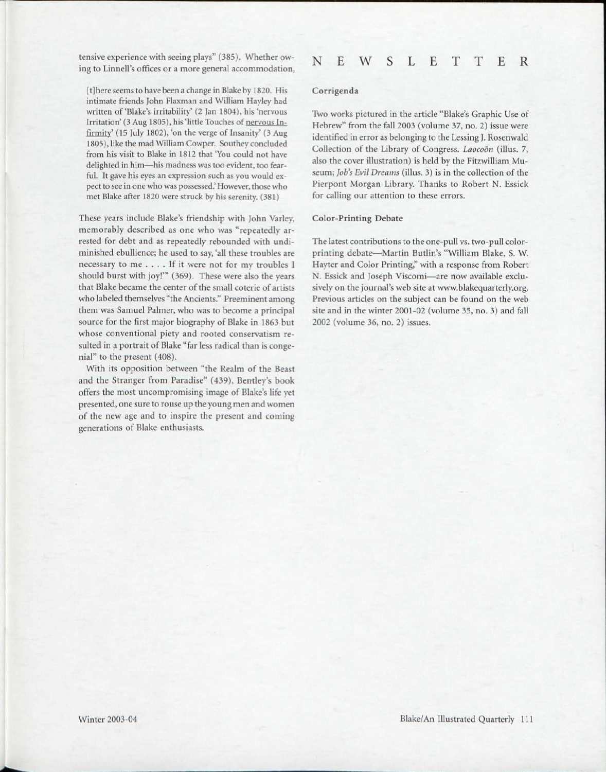tensive experience with seeing plays" (385). Whether owing to Linnell's offices or a more general accommodation,

> [t]here seems to have been a change in Blake by 1820. His intimate friends John Flaxman and William Hayley had written of 'Blake's irritability' (2 Jan 1804), his 'nervous Irritation' (3 Aug 1805), his 'little Touches of nervous Infirmity' (15 July 1802), 'on the verge of Insanity' (3 Aug 1805), like the mad William Cowper. Southey concluded from his visit to Blake in 1812 that 'You could not have delighted in him—his madness was too evident, too fearful. It gave his eyes an expression such as you would expect to see in one who was possessed.' However, those who met Blake after 1820 were struck by his serenity. (381)

These years include Blake's friendship with John Varley, memorably described as one who was "repeatedly arrested for debt and as repeatedly rebounded with undiminished ebullience; he used to say, 'all these troubles are necessary to me . . . . If it were not for my troubles I should burst with joy!'" (369). These were also the years that Blake became the center of the small coterie of artists who labeled themselves "the Ancients." Preeminent among them was Samuel Palmer, who was to become a principal source for the first major biography of Blake in 1863 but whose conventional piety and rooted conservatism resulted in a portrait of Blake "far less radical than is congenial" to the present (408).

With its opposition between "the Realm of the Beast and the Stranger from Paradise" (439), Bentley's book offers the most uncompromising image of Blake's life yet presented, one sure to rouse up the young men and women of the new age and to inspire the present and coming generations of Blake enthusiasts.

# N E W S L E T T E R

### Corrigenda

Two works pictured in the article "Blake's Graphic Use of Hebrew" from the fall 2003 (volume 37, no. 2) issue were identified in error as belonging to the Lessing J. Rosenwald Collection of the Library of Congress. *Laocoön* (illus. 7, also the cover illustration) is held by the Fitzwilliam Museum; *Job's Evil Dreams* (illus. 3) is in the collection of the Pierpont Morgan Library. Thanks to Robert N. Essick for calling our attention to these errors.

### Color-Printing Debate

The latest contributions to the one-pull vs. two-pull color-printing debate—Martin Butlin's "William Blake, S. W. Hayter and Color Printing," with a response from Robert N. Essick and Joseph Viscomi—are now available exclusively on the journal's web site at www.blakequarterly.org. Previous articles on the subject can be found on the web site and in the winter 2001-02 (volume 35, no. 3) and fall 2002 (volume 36, no. 2) issues.